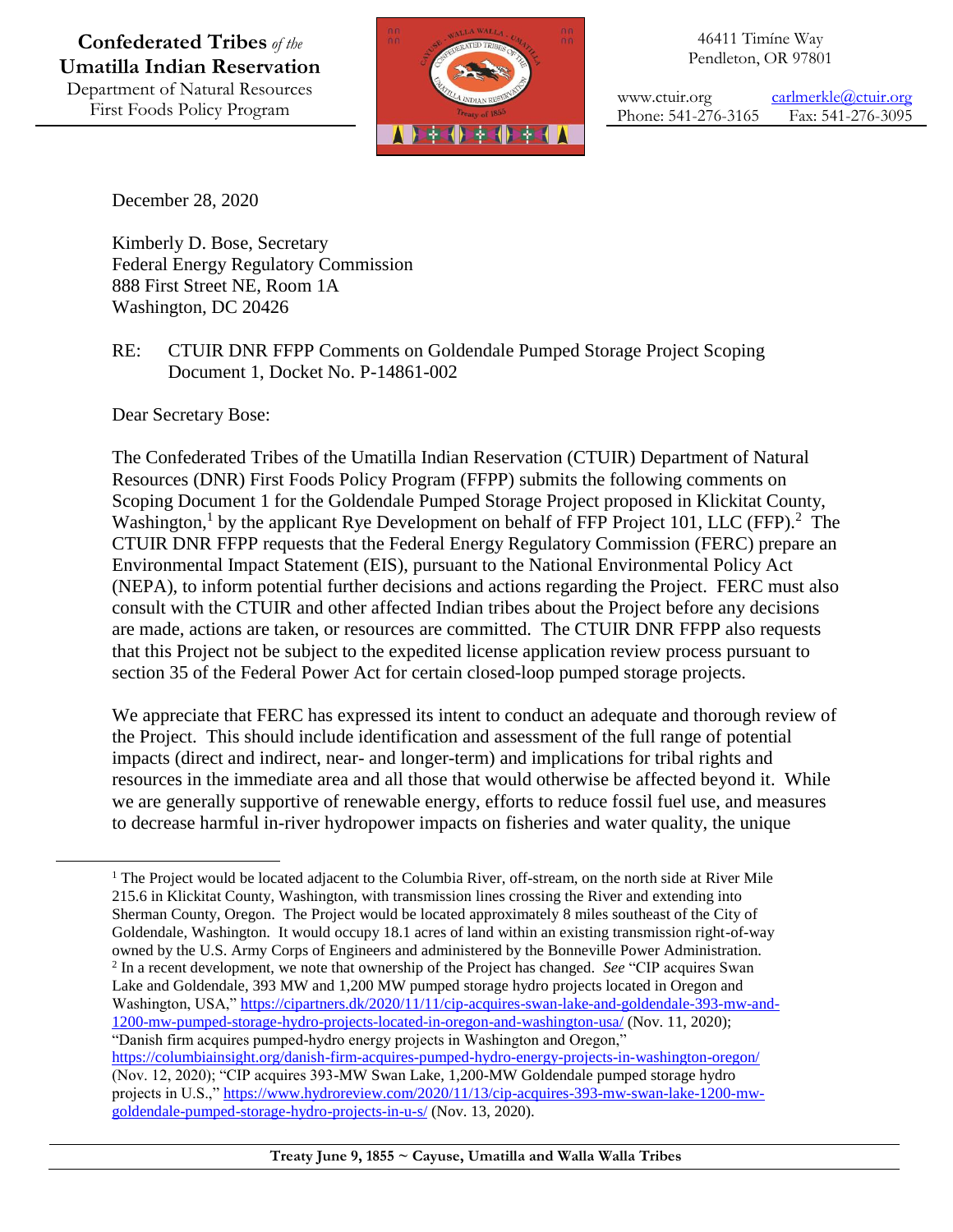**Confederated Tribes** *of the* **Umatilla Indian Reservation**
Department of Natural Resources
First Foods Policy Program

46411 Timíne Way
Pendleton, OR 97801

www.ctuir.org carlmerkle@ctuir.org
Phone: 541-276-3165 Fax: 541-276-3095

December 28, 2020

Kimberly D. Bose, Secretary
Federal Energy Regulatory Commission
888 First Street NE, Room 1A
Washington, DC 20426

RE: CTUIR DNR FFPP Comments on Goldendale Pumped Storage Project Scoping Document 1, Docket No. P-14861-002

Dear Secretary Bose:

The Confederated Tribes of the Umatilla Indian Reservation (CTUIR) Department of Natural Resources (DNR) First Foods Policy Program (FFPP) submits the following comments on Scoping Document 1 for the Goldendale Pumped Storage Project proposed in Klickitat County, Washington,[1] by the applicant Rye Development on behalf of FFP Project 101, LLC (FFP).[2] The CTUIR DNR FFPP requests that the Federal Energy Regulatory Commission (FERC) prepare an Environmental Impact Statement (EIS), pursuant to the National Environmental Policy Act (NEPA), to inform potential further decisions and actions regarding the Project. FERC must also consult with the CTUIR and other affected Indian tribes about the Project before any decisions are made, actions are taken, or resources are committed. The CTUIR DNR FFPP also requests that this Project not be subject to the expedited license application review process pursuant to section 35 of the Federal Power Act for certain closed-loop pumped storage projects.

We appreciate that FERC has expressed its intent to conduct an adequate and thorough review of the Project. This should include identification and assessment of the full range of potential impacts (direct and indirect, near- and longer-term) and implications for tribal rights and resources in the immediate area and all those that would otherwise be affected beyond it. While we are generally supportive of renewable energy, efforts to reduce fossil fuel use, and measures to decrease harmful in-river hydropower impacts on fisheries and water quality, the unique

---

[1] The Project would be located adjacent to the Columbia River, off-stream, on the north side at River Mile 215.6 in Klickitat County, Washington, with transmission lines crossing the River and extending into Sherman County, Oregon. The Project would be located approximately 8 miles southeast of the City of Goldendale, Washington. It would occupy 18.1 acres of land within an existing transmission right-of-way owned by the U.S. Army Corps of Engineers and administered by the Bonneville Power Administration.

[2] In a recent development, we note that ownership of the Project has changed. *See* "CIP acquires Swan Lake and Goldendale, 393 MW and 1,200 MW pumped storage hydro projects located in Oregon and Washington, USA," https://cipartners.dk/2020/11/11/cip-acquires-swan-lake-and-goldendale-393-mw-and-1200-mw-pumped-storage-hydro-projects-located-in-oregon-and-washington-usa/ (Nov. 11, 2020); "Danish firm acquires pumped-hydro energy projects in Washington and Oregon," https://columbiainsight.org/danish-firm-acquires-pumped-hydro-energy-projects-in-washington-oregon/ (Nov. 12, 2020); "CIP acquires 393-MW Swan Lake, 1,200-MW Goldendale pumped storage hydro projects in U.S.," https://www.hydroreview.com/2020/11/13/cip-acquires-393-mw-swan-lake-1200-mw-goldendale-pumped-storage-hydro-projects-in-u-s/ (Nov. 13, 2020).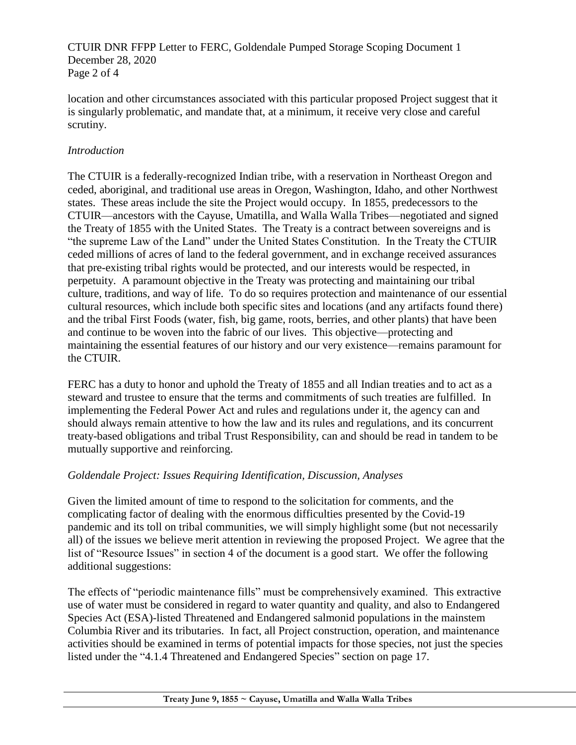location and other circumstances associated with this particular proposed Project suggest that it is singularly problematic, and mandate that, at a minimum, it receive very close and careful scrutiny.

*Introduction*

The CTUIR is a federally-recognized Indian tribe, with a reservation in Northeast Oregon and ceded, aboriginal, and traditional use areas in Oregon, Washington, Idaho, and other Northwest states. These areas include the site the Project would occupy. In 1855, predecessors to the CTUIR—ancestors with the Cayuse, Umatilla, and Walla Walla Tribes—negotiated and signed the Treaty of 1855 with the United States. The Treaty is a contract between sovereigns and is "the supreme Law of the Land" under the United States Constitution. In the Treaty the CTUIR ceded millions of acres of land to the federal government, and in exchange received assurances that pre-existing tribal rights would be protected, and our interests would be respected, in perpetuity. A paramount objective in the Treaty was protecting and maintaining our tribal culture, traditions, and way of life. To do so requires protection and maintenance of our essential cultural resources, which include both specific sites and locations (and any artifacts found there) and the tribal First Foods (water, fish, big game, roots, berries, and other plants) that have been and continue to be woven into the fabric of our lives. This objective—protecting and maintaining the essential features of our history and our very existence—remains paramount for the CTUIR.

FERC has a duty to honor and uphold the Treaty of 1855 and all Indian treaties and to act as a steward and trustee to ensure that the terms and commitments of such treaties are fulfilled. In implementing the Federal Power Act and rules and regulations under it, the agency can and should always remain attentive to how the law and its rules and regulations, and its concurrent treaty-based obligations and tribal Trust Responsibility, can and should be read in tandem to be mutually supportive and reinforcing.

*Goldendale Project: Issues Requiring Identification, Discussion, Analyses*

Given the limited amount of time to respond to the solicitation for comments, and the complicating factor of dealing with the enormous difficulties presented by the Covid-19 pandemic and its toll on tribal communities, we will simply highlight some (but not necessarily all) of the issues we believe merit attention in reviewing the proposed Project. We agree that the list of "Resource Issues" in section 4 of the document is a good start. We offer the following additional suggestions:

The effects of "periodic maintenance fills" must be comprehensively examined. This extractive use of water must be considered in regard to water quantity and quality, and also to Endangered Species Act (ESA)-listed Threatened and Endangered salmonid populations in the mainstem Columbia River and its tributaries. In fact, all Project construction, operation, and maintenance activities should be examined in terms of potential impacts for those species, not just the species listed under the "4.1.4 Threatened and Endangered Species" section on page 17.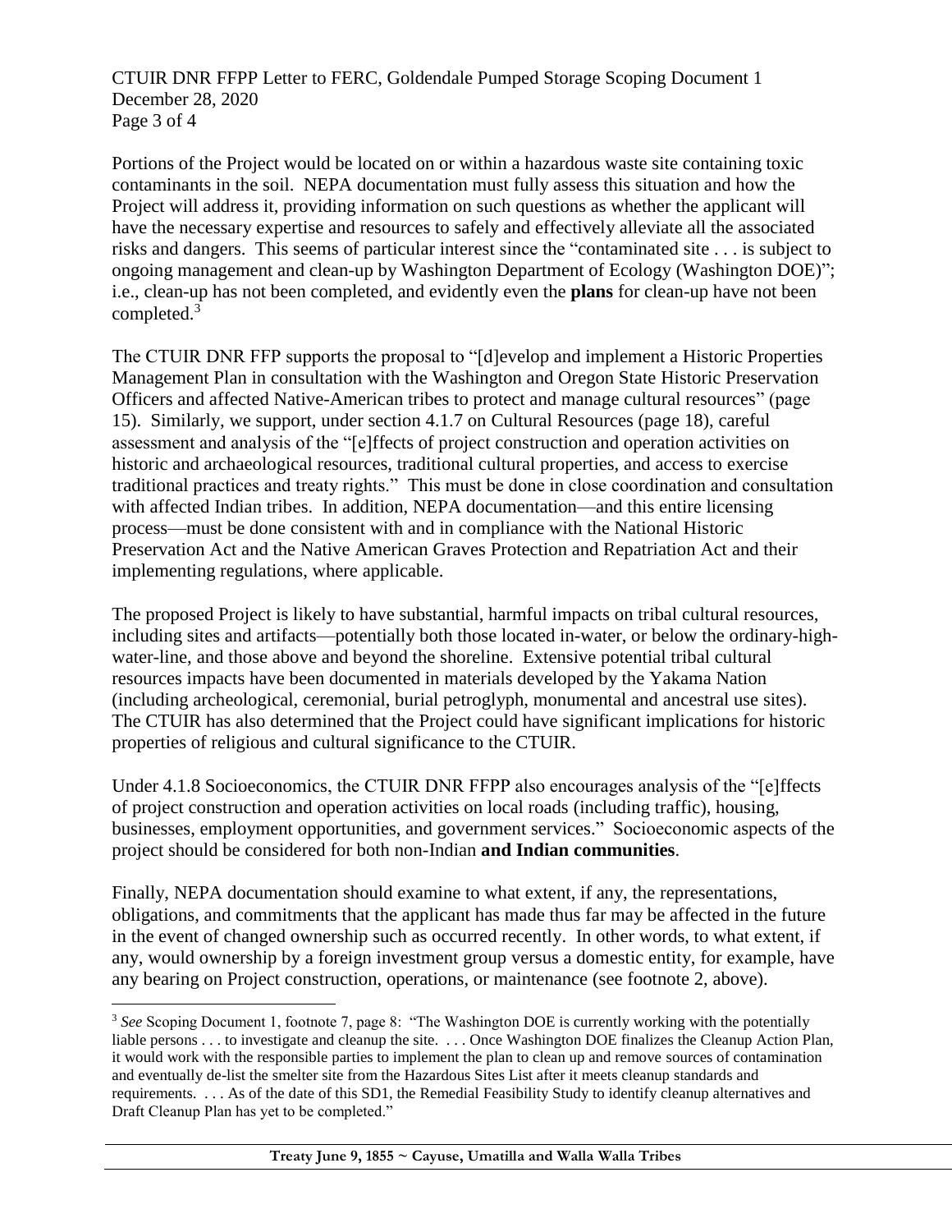Portions of the Project would be located on or within a hazardous waste site containing toxic contaminants in the soil. NEPA documentation must fully assess this situation and how the Project will address it, providing information on such questions as whether the applicant will have the necessary expertise and resources to safely and effectively alleviate all the associated risks and dangers. This seems of particular interest since the "contaminated site . . . is subject to ongoing management and clean-up by Washington Department of Ecology (Washington DOE)"; i.e., clean-up has not been completed, and evidently even the **plans** for clean-up have not been completed.[3]

The CTUIR DNR FFP supports the proposal to "[d]evelop and implement a Historic Properties Management Plan in consultation with the Washington and Oregon State Historic Preservation Officers and affected Native-American tribes to protect and manage cultural resources" (page 15). Similarly, we support, under section 4.1.7 on Cultural Resources (page 18), careful assessment and analysis of the "[e]ffects of project construction and operation activities on historic and archaeological resources, traditional cultural properties, and access to exercise traditional practices and treaty rights." This must be done in close coordination and consultation with affected Indian tribes. In addition, NEPA documentation—and this entire licensing process—must be done consistent with and in compliance with the National Historic Preservation Act and the Native American Graves Protection and Repatriation Act and their implementing regulations, where applicable.

The proposed Project is likely to have substantial, harmful impacts on tribal cultural resources, including sites and artifacts—potentially both those located in-water, or below the ordinary-high-water-line, and those above and beyond the shoreline. Extensive potential tribal cultural resources impacts have been documented in materials developed by the Yakama Nation (including archeological, ceremonial, burial petroglyph, monumental and ancestral use sites). The CTUIR has also determined that the Project could have significant implications for historic properties of religious and cultural significance to the CTUIR.

Under 4.1.8 Socioeconomics, the CTUIR DNR FFPP also encourages analysis of the "[e]ffects of project construction and operation activities on local roads (including traffic), housing, businesses, employment opportunities, and government services." Socioeconomic aspects of the project should be considered for both non-Indian **and Indian communities**.

Finally, NEPA documentation should examine to what extent, if any, the representations, obligations, and commitments that the applicant has made thus far may be affected in the future in the event of changed ownership such as occurred recently. In other words, to what extent, if any, would ownership by a foreign investment group versus a domestic entity, for example, have any bearing on Project construction, operations, or maintenance (see footnote 2, above).

---

[3] *See* Scoping Document 1, footnote 7, page 8: "The Washington DOE is currently working with the potentially liable persons . . . to investigate and cleanup the site. . . . Once Washington DOE finalizes the Cleanup Action Plan, it would work with the responsible parties to implement the plan to clean up and remove sources of contamination and eventually de-list the smelter site from the Hazardous Sites List after it meets cleanup standards and requirements. . . . As of the date of this SD1, the Remedial Feasibility Study to identify cleanup alternatives and Draft Cleanup Plan has yet to be completed."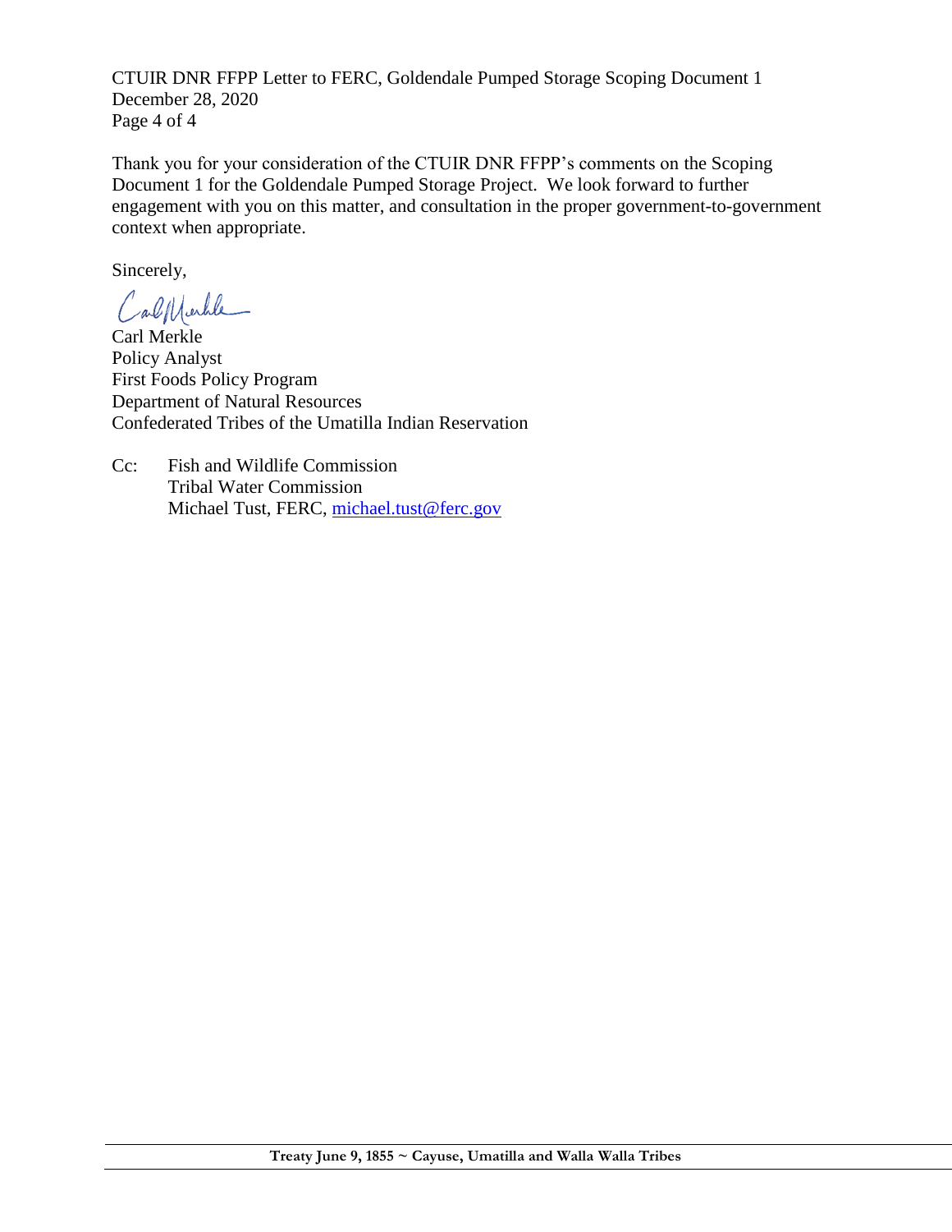Thank you for your consideration of the CTUIR DNR FFPP's comments on the Scoping Document 1 for the Goldendale Pumped Storage Project. We look forward to further engagement with you on this matter, and consultation in the proper government-to-government context when appropriate.

Sincerely,

Carl Merkle
Policy Analyst
First Foods Policy Program
Department of Natural Resources
Confederated Tribes of the Umatilla Indian Reservation

Cc: Fish and Wildlife Commission
Tribal Water Commission
Michael Tust, FERC, michael.tust@ferc.gov